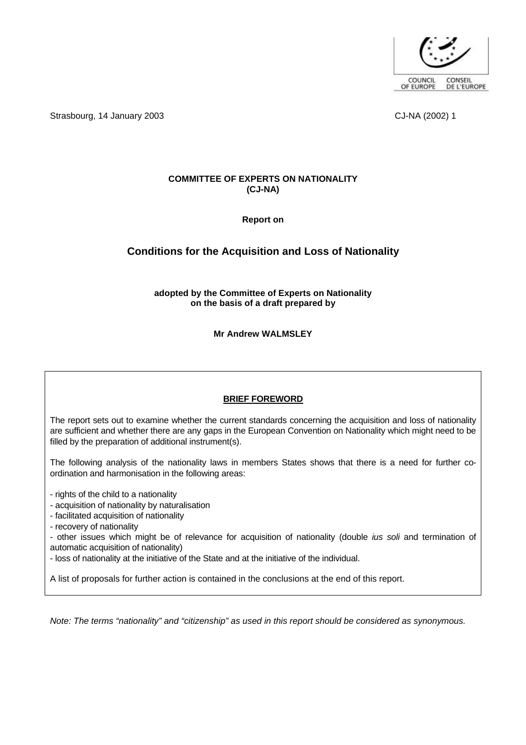COUNCIL OF EUROPE — CONSEIL DE L'EUROPE

Strasbourg, 14 January 2003

CJ-NA (2002) 1

**COMMITTEE OF EXPERTS ON NATIONALITY**
**(CJ-NA)**

**Report on**

# Conditions for the Acquisition and Loss of Nationality

**adopted by the Committee of Experts on Nationality**
**on the basis of a draft prepared by**

**Mr Andrew WALMSLEY**

## BRIEF FOREWORD

The report sets out to examine whether the current standards concerning the acquisition and loss of nationality are sufficient and whether there are any gaps in the European Convention on Nationality which might need to be filled by the preparation of additional instrument(s).

The following analysis of the nationality laws in members States shows that there is a need for further co-ordination and harmonisation in the following areas:

- rights of the child to a nationality
- acquisition of nationality by naturalisation
- facilitated acquisition of nationality
- recovery of nationality
- other issues which might be of relevance for acquisition of nationality (double *ius soli* and termination of automatic acquisition of nationality)
- loss of nationality at the initiative of the State and at the initiative of the individual.

A list of proposals for further action is contained in the conclusions at the end of this report.

*Note: The terms "nationality" and "citizenship" as used in this report should be considered as synonymous.*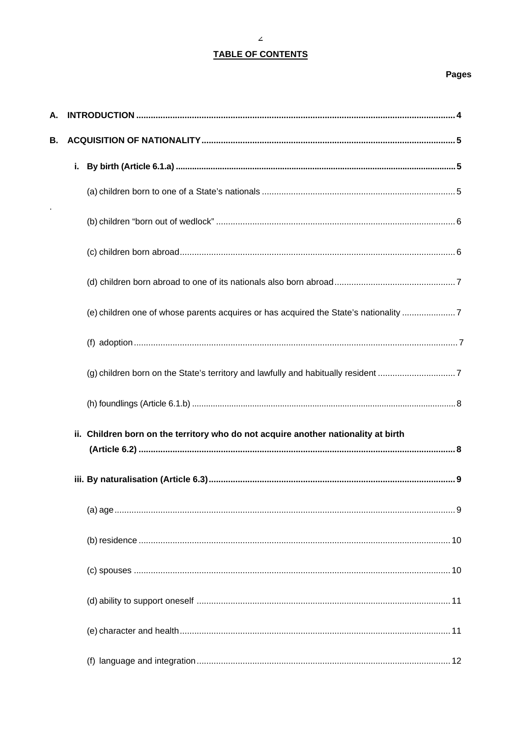**TABLE OF CONTENTS**

**Pages**

**A. INTRODUCTION** .......... 4

**B. ACQUISITION OF NATIONALITY** .......... 5

**i. By birth (Article 6.1.a)** .......... 5

(a) children born to one of a State's nationals .......... 5

(b) children "born out of wedlock" .......... 6

(c) children born abroad .......... 6

(d) children born abroad to one of its nationals also born abroad .......... 7

(e) children one of whose parents acquires or has acquired the State's nationality .......... 7

(f) adoption .......... 7

(g) children born on the State's territory and lawfully and habitually resident .......... 7

(h) foundlings (Article 6.1.b) .......... 8

**ii. Children born on the territory who do not acquire another nationality at birth (Article 6.2)** .......... 8

**iii. By naturalisation (Article 6.3)** .......... 9

(a) age .......... 9

(b) residence .......... 10

(c) spouses .......... 10

(d) ability to support oneself .......... 11

(e) character and health .......... 11

(f) language and integration .......... 12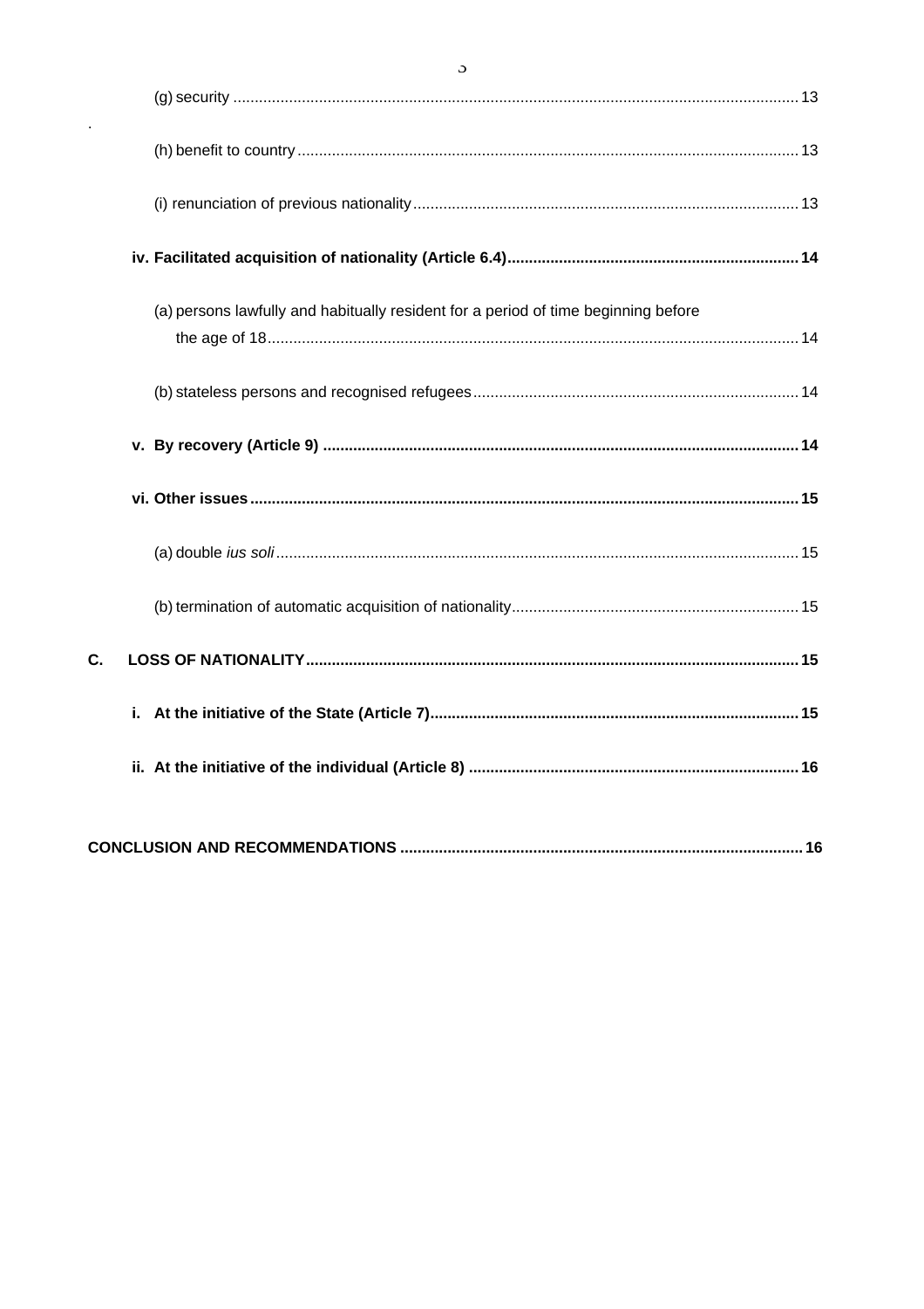(g) security ..... 13

(h) benefit to country ..... 13

(i) renunciation of previous nationality ..... 13

**iv. Facilitated acquisition of nationality (Article 6.4) ..... 14**

(a) persons lawfully and habitually resident for a period of time beginning before the age of 18 ..... 14

(b) stateless persons and recognised refugees ..... 14

**v. By recovery (Article 9) ..... 14**

**vi. Other issues ..... 15**

(a) double *ius soli* ..... 15

(b) termination of automatic acquisition of nationality ..... 15

**C. LOSS OF NATIONALITY ..... 15**

**i. At the initiative of the State (Article 7) ..... 15**

**ii. At the initiative of the individual (Article 8) ..... 16**

**CONCLUSION AND RECOMMENDATIONS ..... 16**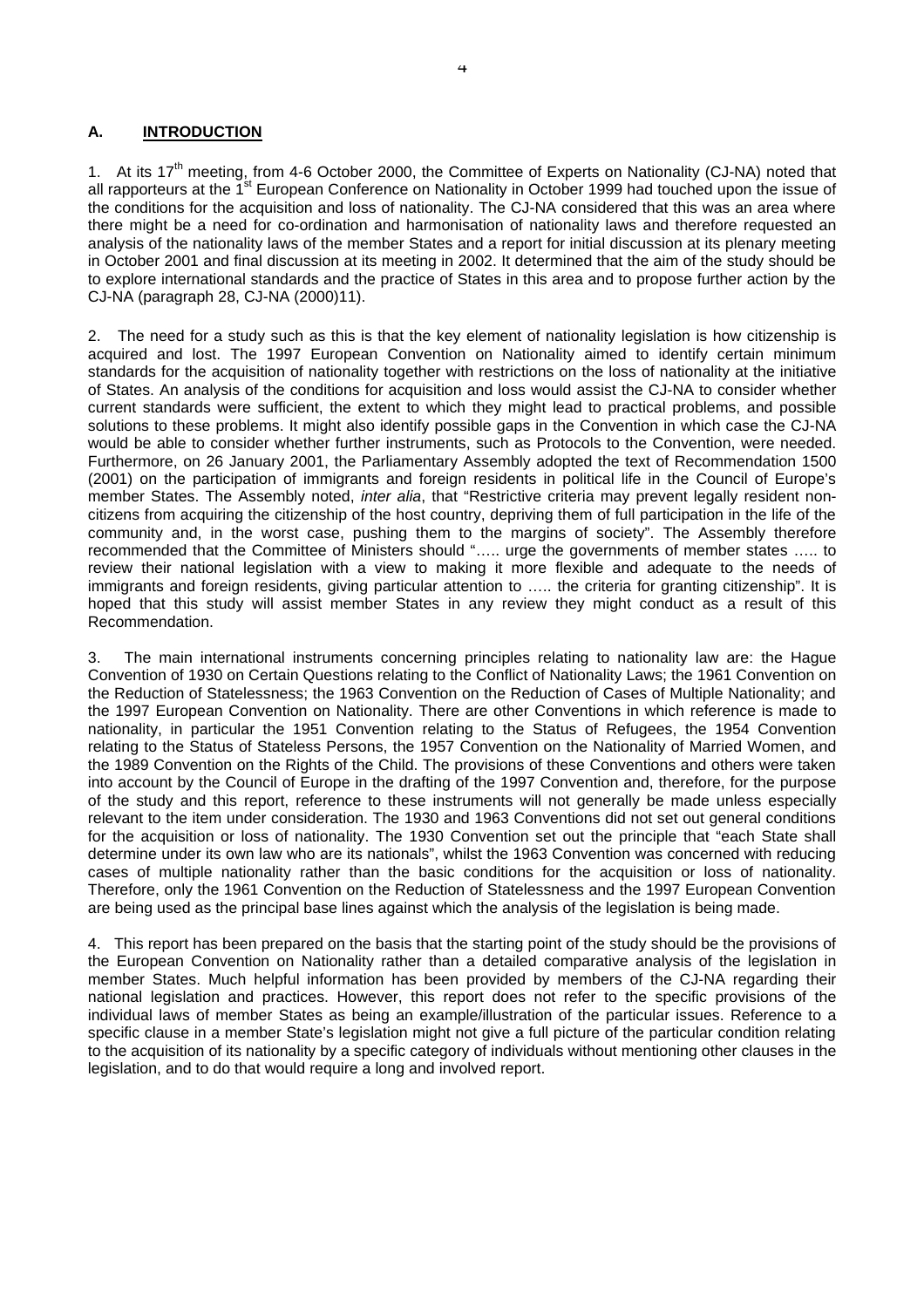## A. INTRODUCTION

1. At its 17th meeting, from 4-6 October 2000, the Committee of Experts on Nationality (CJ-NA) noted that all rapporteurs at the 1st European Conference on Nationality in October 1999 had touched upon the issue of the conditions for the acquisition and loss of nationality. The CJ-NA considered that this was an area where there might be a need for co-ordination and harmonisation of nationality laws and therefore requested an analysis of the nationality laws of the member States and a report for initial discussion at its plenary meeting in October 2001 and final discussion at its meeting in 2002. It determined that the aim of the study should be to explore international standards and the practice of States in this area and to propose further action by the CJ-NA (paragraph 28, CJ-NA (2000)11).

2. The need for a study such as this is that the key element of nationality legislation is how citizenship is acquired and lost. The 1997 European Convention on Nationality aimed to identify certain minimum standards for the acquisition of nationality together with restrictions on the loss of nationality at the initiative of States. An analysis of the conditions for acquisition and loss would assist the CJ-NA to consider whether current standards were sufficient, the extent to which they might lead to practical problems, and possible solutions to these problems. It might also identify possible gaps in the Convention in which case the CJ-NA would be able to consider whether further instruments, such as Protocols to the Convention, were needed. Furthermore, on 26 January 2001, the Parliamentary Assembly adopted the text of Recommendation 1500 (2001) on the participation of immigrants and foreign residents in political life in the Council of Europe's member States. The Assembly noted, *inter alia*, that "Restrictive criteria may prevent legally resident non-citizens from acquiring the citizenship of the host country, depriving them of full participation in the life of the community and, in the worst case, pushing them to the margins of society". The Assembly therefore recommended that the Committee of Ministers should "….. urge the governments of member states ….. to review their national legislation with a view to making it more flexible and adequate to the needs of immigrants and foreign residents, giving particular attention to ….. the criteria for granting citizenship". It is hoped that this study will assist member States in any review they might conduct as a result of this Recommendation.

3. The main international instruments concerning principles relating to nationality law are: the Hague Convention of 1930 on Certain Questions relating to the Conflict of Nationality Laws; the 1961 Convention on the Reduction of Statelessness; the 1963 Convention on the Reduction of Cases of Multiple Nationality; and the 1997 European Convention on Nationality. There are other Conventions in which reference is made to nationality, in particular the 1951 Convention relating to the Status of Refugees, the 1954 Convention relating to the Status of Stateless Persons, the 1957 Convention on the Nationality of Married Women, and the 1989 Convention on the Rights of the Child. The provisions of these Conventions and others were taken into account by the Council of Europe in the drafting of the 1997 Convention and, therefore, for the purpose of the study and this report, reference to these instruments will not generally be made unless especially relevant to the item under consideration. The 1930 and 1963 Conventions did not set out general conditions for the acquisition or loss of nationality. The 1930 Convention set out the principle that "each State shall determine under its own law who are its nationals", whilst the 1963 Convention was concerned with reducing cases of multiple nationality rather than the basic conditions for the acquisition or loss of nationality. Therefore, only the 1961 Convention on the Reduction of Statelessness and the 1997 European Convention are being used as the principal base lines against which the analysis of the legislation is being made.

4. This report has been prepared on the basis that the starting point of the study should be the provisions of the European Convention on Nationality rather than a detailed comparative analysis of the legislation in member States. Much helpful information has been provided by members of the CJ-NA regarding their national legislation and practices. However, this report does not refer to the specific provisions of the individual laws of member States as being an example/illustration of the particular issues. Reference to a specific clause in a member State's legislation might not give a full picture of the particular condition relating to the acquisition of its nationality by a specific category of individuals without mentioning other clauses in the legislation, and to do that would require a long and involved report.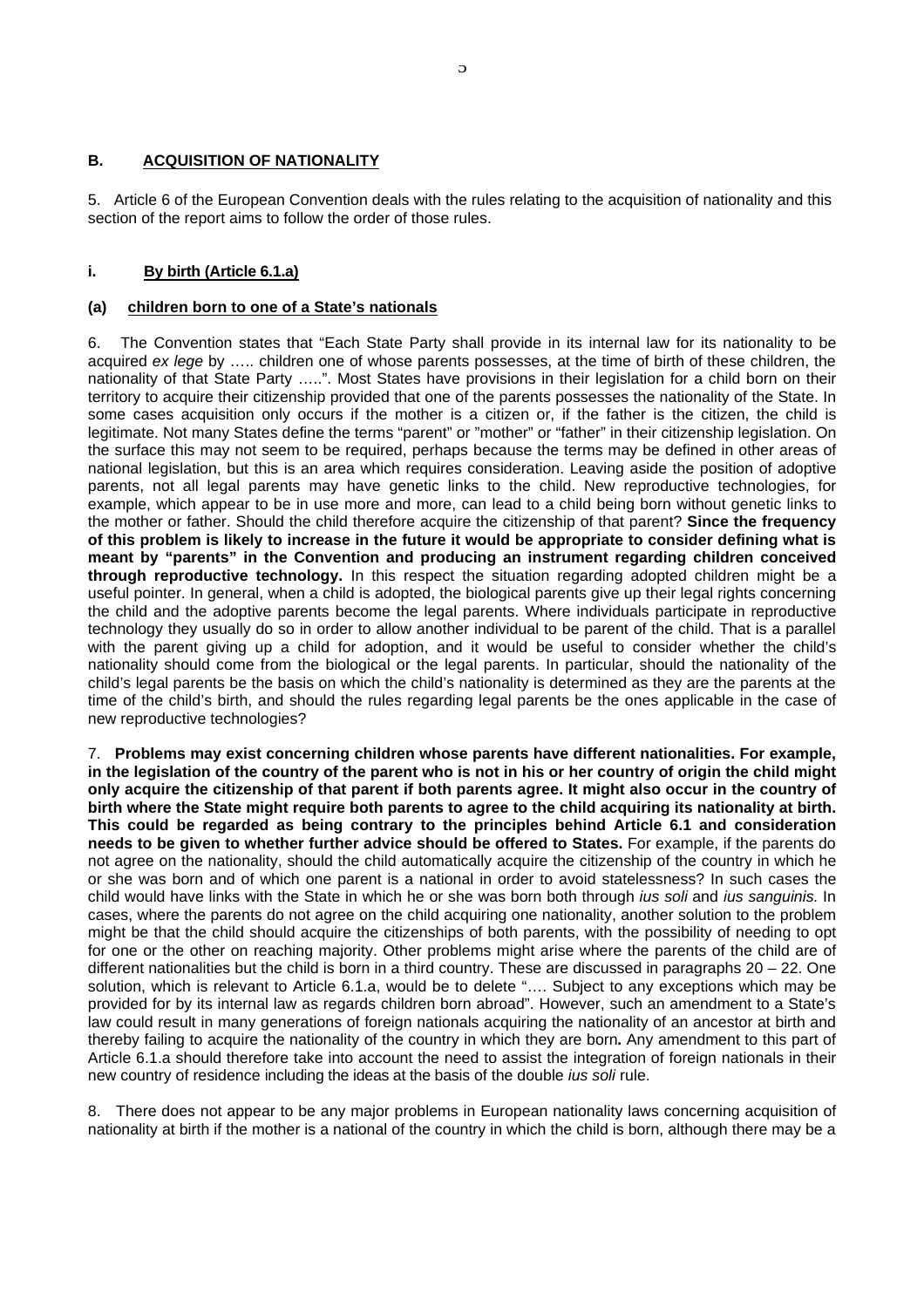## B. ACQUISITION OF NATIONALITY

5. Article 6 of the European Convention deals with the rules relating to the acquisition of nationality and this section of the report aims to follow the order of those rules.

### i. By birth (Article 6.1.a)

#### (a) children born to one of a State's nationals

6. The Convention states that "Each State Party shall provide in its internal law for its nationality to be acquired *ex lege* by ….. children one of whose parents possesses, at the time of birth of these children, the nationality of that State Party …..". Most States have provisions in their legislation for a child born on their territory to acquire their citizenship provided that one of the parents possesses the nationality of the State. In some cases acquisition only occurs if the mother is a citizen or, if the father is the citizen, the child is legitimate. Not many States define the terms "parent" or "mother" or "father" in their citizenship legislation. On the surface this may not seem to be required, perhaps because the terms may be defined in other areas of national legislation, but this is an area which requires consideration. Leaving aside the position of adoptive parents, not all legal parents may have genetic links to the child. New reproductive technologies, for example, which appear to be in use more and more, can lead to a child being born without genetic links to the mother or father. Should the child therefore acquire the citizenship of that parent? **Since the frequency of this problem is likely to increase in the future it would be appropriate to consider defining what is meant by "parents" in the Convention and producing an instrument regarding children conceived through reproductive technology.** In this respect the situation regarding adopted children might be a useful pointer. In general, when a child is adopted, the biological parents give up their legal rights concerning the child and the adoptive parents become the legal parents. Where individuals participate in reproductive technology they usually do so in order to allow another individual to be parent of the child. That is a parallel with the parent giving up a child for adoption, and it would be useful to consider whether the child's nationality should come from the biological or the legal parents. In particular, should the nationality of the child's legal parents be the basis on which the child's nationality is determined as they are the parents at the time of the child's birth, and should the rules regarding legal parents be the ones applicable in the case of new reproductive technologies?

7. **Problems may exist concerning children whose parents have different nationalities. For example, in the legislation of the country of the parent who is not in his or her country of origin the child might only acquire the citizenship of that parent if both parents agree. It might also occur in the country of birth where the State might require both parents to agree to the child acquiring its nationality at birth. This could be regarded as being contrary to the principles behind Article 6.1 and consideration needs to be given to whether further advice should be offered to States.** For example, if the parents do not agree on the nationality, should the child automatically acquire the citizenship of the country in which he or she was born and of which one parent is a national in order to avoid statelessness? In such cases the child would have links with the State in which he or she was born both through *ius soli* and *ius sanguinis.* In cases, where the parents do not agree on the child acquiring one nationality, another solution to the problem might be that the child should acquire the citizenships of both parents, with the possibility of needing to opt for one or the other on reaching majority. Other problems might arise where the parents of the child are of different nationalities but the child is born in a third country. These are discussed in paragraphs 20 – 22. One solution, which is relevant to Article 6.1.a, would be to delete "…. Subject to any exceptions which may be provided for by its internal law as regards children born abroad". However, such an amendment to a State's law could result in many generations of foreign nationals acquiring the nationality of an ancestor at birth and thereby failing to acquire the nationality of the country in which they are born**.** Any amendment to this part of Article 6.1.a should therefore take into account the need to assist the integration of foreign nationals in their new country of residence including the ideas at the basis of the double *ius soli* rule.

8. There does not appear to be any major problems in European nationality laws concerning acquisition of nationality at birth if the mother is a national of the country in which the child is born, although there may be a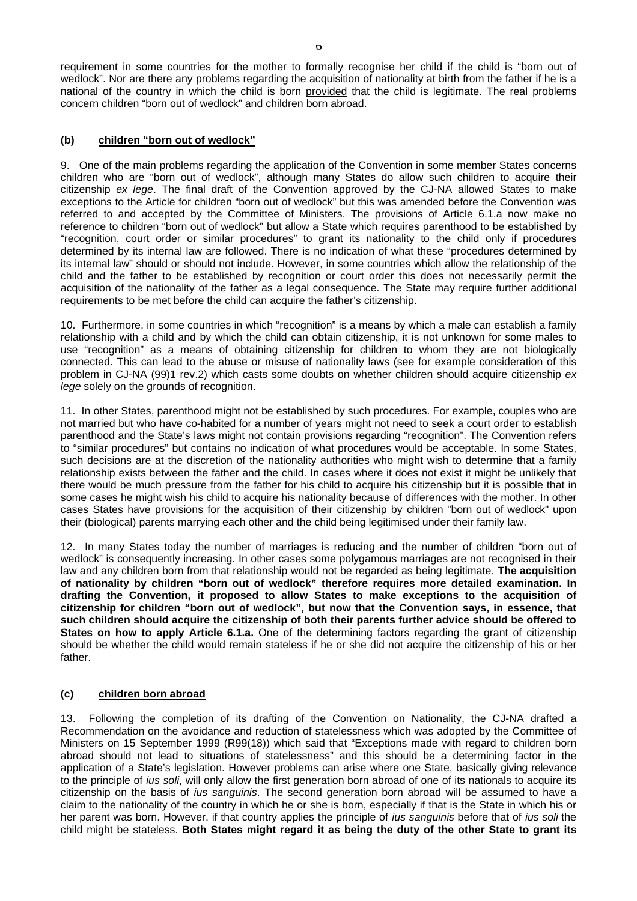requirement in some countries for the mother to formally recognise her child if the child is "born out of wedlock". Nor are there any problems regarding the acquisition of nationality at birth from the father if he is a national of the country in which the child is born provided that the child is legitimate. The real problems concern children "born out of wedlock" and children born abroad.

### (b) children "born out of wedlock"

9. One of the main problems regarding the application of the Convention in some member States concerns children who are "born out of wedlock", although many States do allow such children to acquire their citizenship *ex lege*. The final draft of the Convention approved by the CJ-NA allowed States to make exceptions to the Article for children "born out of wedlock" but this was amended before the Convention was referred to and accepted by the Committee of Ministers. The provisions of Article 6.1.a now make no reference to children "born out of wedlock" but allow a State which requires parenthood to be established by "recognition, court order or similar procedures" to grant its nationality to the child only if procedures determined by its internal law are followed. There is no indication of what these "procedures determined by its internal law" should or should not include. However, in some countries which allow the relationship of the child and the father to be established by recognition or court order this does not necessarily permit the acquisition of the nationality of the father as a legal consequence. The State may require further additional requirements to be met before the child can acquire the father's citizenship.

10. Furthermore, in some countries in which "recognition" is a means by which a male can establish a family relationship with a child and by which the child can obtain citizenship, it is not unknown for some males to use "recognition" as a means of obtaining citizenship for children to whom they are not biologically connected. This can lead to the abuse or misuse of nationality laws (see for example consideration of this problem in CJ-NA (99)1 rev.2) which casts some doubts on whether children should acquire citizenship *ex lege* solely on the grounds of recognition.

11. In other States, parenthood might not be established by such procedures. For example, couples who are not married but who have co-habited for a number of years might not need to seek a court order to establish parenthood and the State's laws might not contain provisions regarding "recognition". The Convention refers to "similar procedures" but contains no indication of what procedures would be acceptable. In some States, such decisions are at the discretion of the nationality authorities who might wish to determine that a family relationship exists between the father and the child. In cases where it does not exist it might be unlikely that there would be much pressure from the father for his child to acquire his citizenship but it is possible that in some cases he might wish his child to acquire his nationality because of differences with the mother. In other cases States have provisions for the acquisition of their citizenship by children "born out of wedlock" upon their (biological) parents marrying each other and the child being legitimised under their family law.

12. In many States today the number of marriages is reducing and the number of children "born out of wedlock" is consequently increasing. In other cases some polygamous marriages are not recognised in their law and any children born from that relationship would not be regarded as being legitimate. **The acquisition of nationality by children "born out of wedlock" therefore requires more detailed examination. In drafting the Convention, it proposed to allow States to make exceptions to the acquisition of citizenship for children "born out of wedlock", but now that the Convention says, in essence, that such children should acquire the citizenship of both their parents further advice should be offered to States on how to apply Article 6.1.a.** One of the determining factors regarding the grant of citizenship should be whether the child would remain stateless if he or she did not acquire the citizenship of his or her father.

### (c) children born abroad

13. Following the completion of its drafting of the Convention on Nationality, the CJ-NA drafted a Recommendation on the avoidance and reduction of statelessness which was adopted by the Committee of Ministers on 15 September 1999 (R99(18)) which said that "Exceptions made with regard to children born abroad should not lead to situations of statelessness" and this should be a determining factor in the application of a State's legislation. However problems can arise where one State, basically giving relevance to the principle of *ius soli*, will only allow the first generation born abroad of one of its nationals to acquire its citizenship on the basis of *ius sanguinis*. The second generation born abroad will be assumed to have a claim to the nationality of the country in which he or she is born, especially if that is the State in which his or her parent was born. However, if that country applies the principle of *ius sanguinis* before that of *ius soli* the child might be stateless. **Both States might regard it as being the duty of the other State to grant its**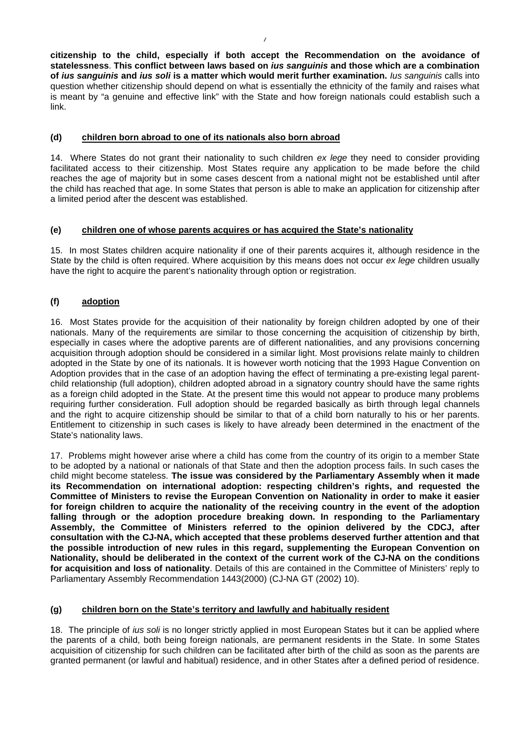**citizenship to the child, especially if both accept the Recommendation on the avoidance of statelessness**. **This conflict between laws based on *ius sanguinis* and those which are a combination of *ius sanguinis* and *ius soli* is a matter which would merit further examination.** *Ius sanguinis* calls into question whether citizenship should depend on what is essentially the ethnicity of the family and raises what is meant by "a genuine and effective link" with the State and how foreign nationals could establish such a link.

### (d) children born abroad to one of its nationals also born abroad

14. Where States do not grant their nationality to such children *ex lege* they need to consider providing facilitated access to their citizenship. Most States require any application to be made before the child reaches the age of majority but in some cases descent from a national might not be established until after the child has reached that age. In some States that person is able to make an application for citizenship after a limited period after the descent was established.

### (e) children one of whose parents acquires or has acquired the State's nationality

15. In most States children acquire nationality if one of their parents acquires it, although residence in the State by the child is often required. Where acquisition by this means does not occur *ex lege* children usually have the right to acquire the parent's nationality through option or registration.

### (f) adoption

16. Most States provide for the acquisition of their nationality by foreign children adopted by one of their nationals. Many of the requirements are similar to those concerning the acquisition of citizenship by birth, especially in cases where the adoptive parents are of different nationalities, and any provisions concerning acquisition through adoption should be considered in a similar light. Most provisions relate mainly to children adopted in the State by one of its nationals. It is however worth noticing that the 1993 Hague Convention on Adoption provides that in the case of an adoption having the effect of terminating a pre-existing legal parent-child relationship (full adoption), children adopted abroad in a signatory country should have the same rights as a foreign child adopted in the State. At the present time this would not appear to produce many problems requiring further consideration. Full adoption should be regarded basically as birth through legal channels and the right to acquire citizenship should be similar to that of a child born naturally to his or her parents. Entitlement to citizenship in such cases is likely to have already been determined in the enactment of the State's nationality laws.

17. Problems might however arise where a child has come from the country of its origin to a member State to be adopted by a national or nationals of that State and then the adoption process fails. In such cases the child might become stateless. **The issue was considered by the Parliamentary Assembly when it made its Recommendation on international adoption: respecting children's rights, and requested the Committee of Ministers to revise the European Convention on Nationality in order to make it easier for foreign children to acquire the nationality of the receiving country in the event of the adoption falling through or the adoption procedure breaking down. In responding to the Parliamentary Assembly, the Committee of Ministers referred to the opinion delivered by the CDCJ, after consultation with the CJ-NA, which accepted that these problems deserved further attention and that the possible introduction of new rules in this regard, supplementing the European Convention on Nationality, should be deliberated in the context of the current work of the CJ-NA on the conditions for acquisition and loss of nationality**. Details of this are contained in the Committee of Ministers' reply to Parliamentary Assembly Recommendation 1443(2000) (CJ-NA GT (2002) 10).

### (g) children born on the State's territory and lawfully and habitually resident

18. The principle of *ius soli* is no longer strictly applied in most European States but it can be applied where the parents of a child, both being foreign nationals, are permanent residents in the State. In some States acquisition of citizenship for such children can be facilitated after birth of the child as soon as the parents are granted permanent (or lawful and habitual) residence, and in other States after a defined period of residence.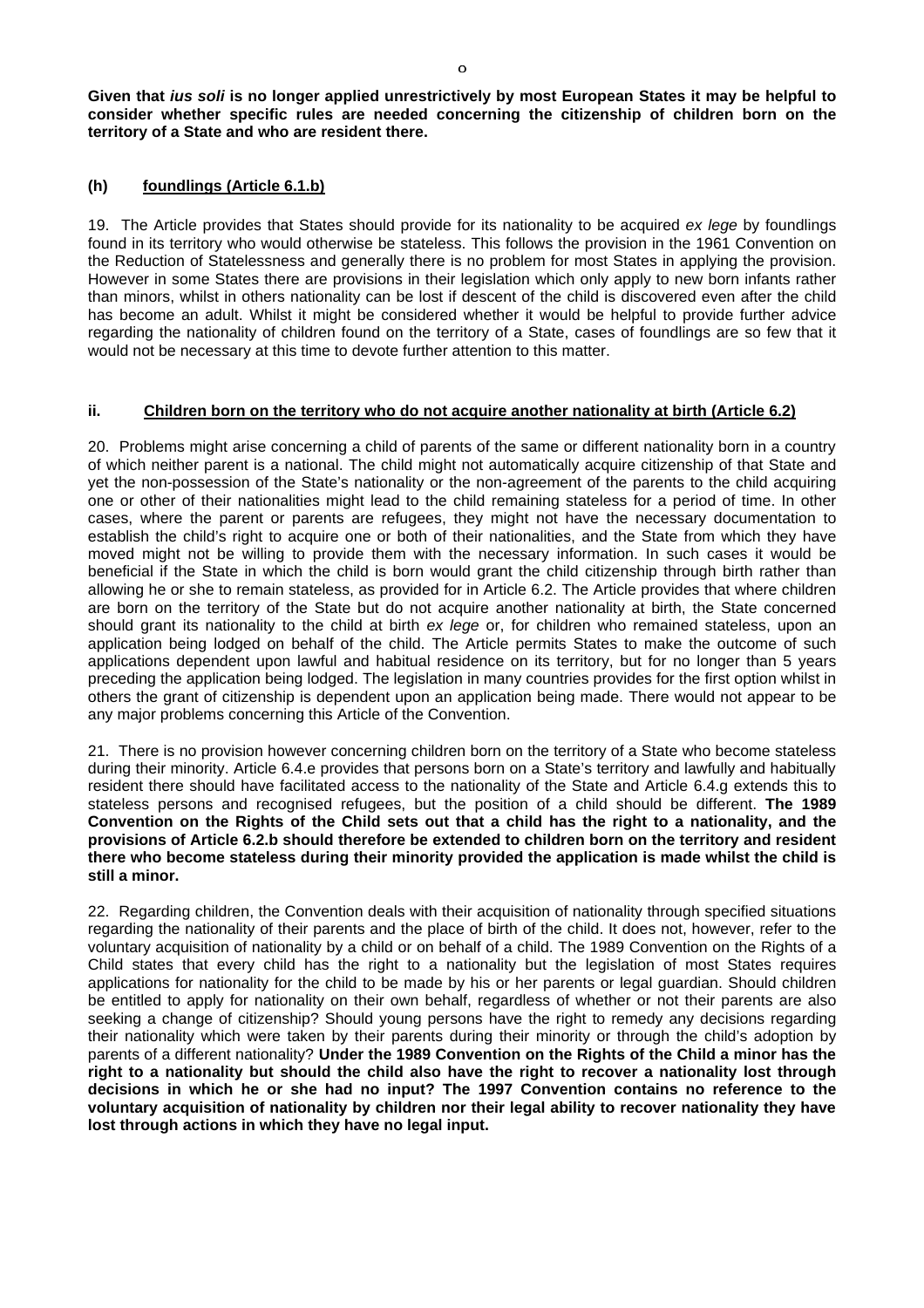**Given that *ius soli* is no longer applied unrestrictively by most European States it may be helpful to consider whether specific rules are needed concerning the citizenship of children born on the territory of a State and who are resident there.**

### (h) foundlings (Article 6.1.b)

19. The Article provides that States should provide for its nationality to be acquired *ex lege* by foundlings found in its territory who would otherwise be stateless. This follows the provision in the 1961 Convention on the Reduction of Statelessness and generally there is no problem for most States in applying the provision. However in some States there are provisions in their legislation which only apply to new born infants rather than minors, whilst in others nationality can be lost if descent of the child is discovered even after the child has become an adult. Whilst it might be considered whether it would be helpful to provide further advice regarding the nationality of children found on the territory of a State, cases of foundlings are so few that it would not be necessary at this time to devote further attention to this matter.

### ii. Children born on the territory who do not acquire another nationality at birth (Article 6.2)

20. Problems might arise concerning a child of parents of the same or different nationality born in a country of which neither parent is a national. The child might not automatically acquire citizenship of that State and yet the non-possession of the State's nationality or the non-agreement of the parents to the child acquiring one or other of their nationalities might lead to the child remaining stateless for a period of time. In other cases, where the parent or parents are refugees, they might not have the necessary documentation to establish the child's right to acquire one or both of their nationalities, and the State from which they have moved might not be willing to provide them with the necessary information. In such cases it would be beneficial if the State in which the child is born would grant the child citizenship through birth rather than allowing he or she to remain stateless, as provided for in Article 6.2. The Article provides that where children are born on the territory of the State but do not acquire another nationality at birth, the State concerned should grant its nationality to the child at birth *ex lege* or, for children who remained stateless, upon an application being lodged on behalf of the child. The Article permits States to make the outcome of such applications dependent upon lawful and habitual residence on its territory, but for no longer than 5 years preceding the application being lodged. The legislation in many countries provides for the first option whilst in others the grant of citizenship is dependent upon an application being made. There would not appear to be any major problems concerning this Article of the Convention.

21. There is no provision however concerning children born on the territory of a State who become stateless during their minority. Article 6.4.e provides that persons born on a State's territory and lawfully and habitually resident there should have facilitated access to the nationality of the State and Article 6.4.g extends this to stateless persons and recognised refugees, but the position of a child should be different. **The 1989 Convention on the Rights of the Child sets out that a child has the right to a nationality, and the provisions of Article 6.2.b should therefore be extended to children born on the territory and resident there who become stateless during their minority provided the application is made whilst the child is still a minor.**

22. Regarding children, the Convention deals with their acquisition of nationality through specified situations regarding the nationality of their parents and the place of birth of the child. It does not, however, refer to the voluntary acquisition of nationality by a child or on behalf of a child. The 1989 Convention on the Rights of a Child states that every child has the right to a nationality but the legislation of most States requires applications for nationality for the child to be made by his or her parents or legal guardian. Should children be entitled to apply for nationality on their own behalf, regardless of whether or not their parents are also seeking a change of citizenship? Should young persons have the right to remedy any decisions regarding their nationality which were taken by their parents during their minority or through the child's adoption by parents of a different nationality? **Under the 1989 Convention on the Rights of the Child a minor has the right to a nationality but should the child also have the right to recover a nationality lost through decisions in which he or she had no input? The 1997 Convention contains no reference to the voluntary acquisition of nationality by children nor their legal ability to recover nationality they have lost through actions in which they have no legal input.**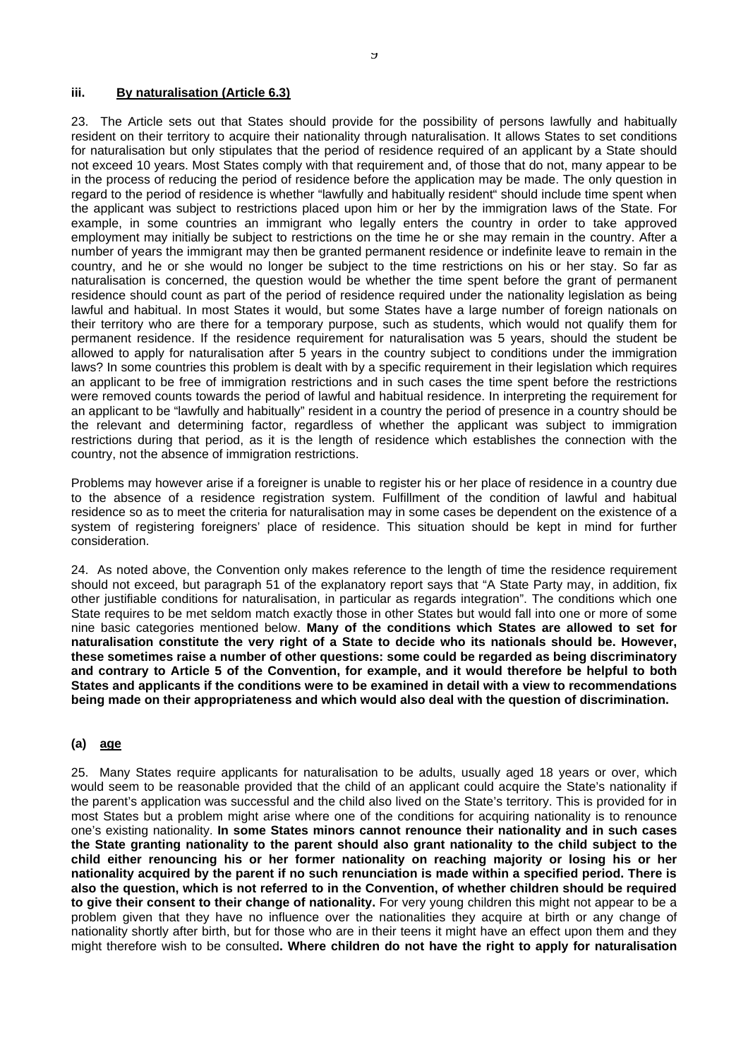### iii. By naturalisation (Article 6.3)

23. The Article sets out that States should provide for the possibility of persons lawfully and habitually resident on their territory to acquire their nationality through naturalisation. It allows States to set conditions for naturalisation but only stipulates that the period of residence required of an applicant by a State should not exceed 10 years. Most States comply with that requirement and, of those that do not, many appear to be in the process of reducing the period of residence before the application may be made. The only question in regard to the period of residence is whether "lawfully and habitually resident" should include time spent when the applicant was subject to restrictions placed upon him or her by the immigration laws of the State. For example, in some countries an immigrant who legally enters the country in order to take approved employment may initially be subject to restrictions on the time he or she may remain in the country. After a number of years the immigrant may then be granted permanent residence or indefinite leave to remain in the country, and he or she would no longer be subject to the time restrictions on his or her stay. So far as naturalisation is concerned, the question would be whether the time spent before the grant of permanent residence should count as part of the period of residence required under the nationality legislation as being lawful and habitual. In most States it would, but some States have a large number of foreign nationals on their territory who are there for a temporary purpose, such as students, which would not qualify them for permanent residence. If the residence requirement for naturalisation was 5 years, should the student be allowed to apply for naturalisation after 5 years in the country subject to conditions under the immigration laws? In some countries this problem is dealt with by a specific requirement in their legislation which requires an applicant to be free of immigration restrictions and in such cases the time spent before the restrictions were removed counts towards the period of lawful and habitual residence. In interpreting the requirement for an applicant to be "lawfully and habitually" resident in a country the period of presence in a country should be the relevant and determining factor, regardless of whether the applicant was subject to immigration restrictions during that period, as it is the length of residence which establishes the connection with the country, not the absence of immigration restrictions.

Problems may however arise if a foreigner is unable to register his or her place of residence in a country due to the absence of a residence registration system. Fulfillment of the condition of lawful and habitual residence so as to meet the criteria for naturalisation may in some cases be dependent on the existence of a system of registering foreigners' place of residence. This situation should be kept in mind for further consideration.

24. As noted above, the Convention only makes reference to the length of time the residence requirement should not exceed, but paragraph 51 of the explanatory report says that "A State Party may, in addition, fix other justifiable conditions for naturalisation, in particular as regards integration". The conditions which one State requires to be met seldom match exactly those in other States but would fall into one or more of some nine basic categories mentioned below. **Many of the conditions which States are allowed to set for naturalisation constitute the very right of a State to decide who its nationals should be. However, these sometimes raise a number of other questions: some could be regarded as being discriminatory and contrary to Article 5 of the Convention, for example, and it would therefore be helpful to both States and applicants if the conditions were to be examined in detail with a view to recommendations being made on their appropriateness and which would also deal with the question of discrimination.**

#### (a) age

25. Many States require applicants for naturalisation to be adults, usually aged 18 years or over, which would seem to be reasonable provided that the child of an applicant could acquire the State's nationality if the parent's application was successful and the child also lived on the State's territory. This is provided for in most States but a problem might arise where one of the conditions for acquiring nationality is to renounce one's existing nationality. **In some States minors cannot renounce their nationality and in such cases the State granting nationality to the parent should also grant nationality to the child subject to the child either renouncing his or her former nationality on reaching majority or losing his or her nationality acquired by the parent if no such renunciation is made within a specified period. There is also the question, which is not referred to in the Convention, of whether children should be required to give their consent to their change of nationality.** For very young children this might not appear to be a problem given that they have no influence over the nationalities they acquire at birth or any change of nationality shortly after birth, but for those who are in their teens it might have an effect upon them and they might therefore wish to be consulted**. Where children do not have the right to apply for naturalisation**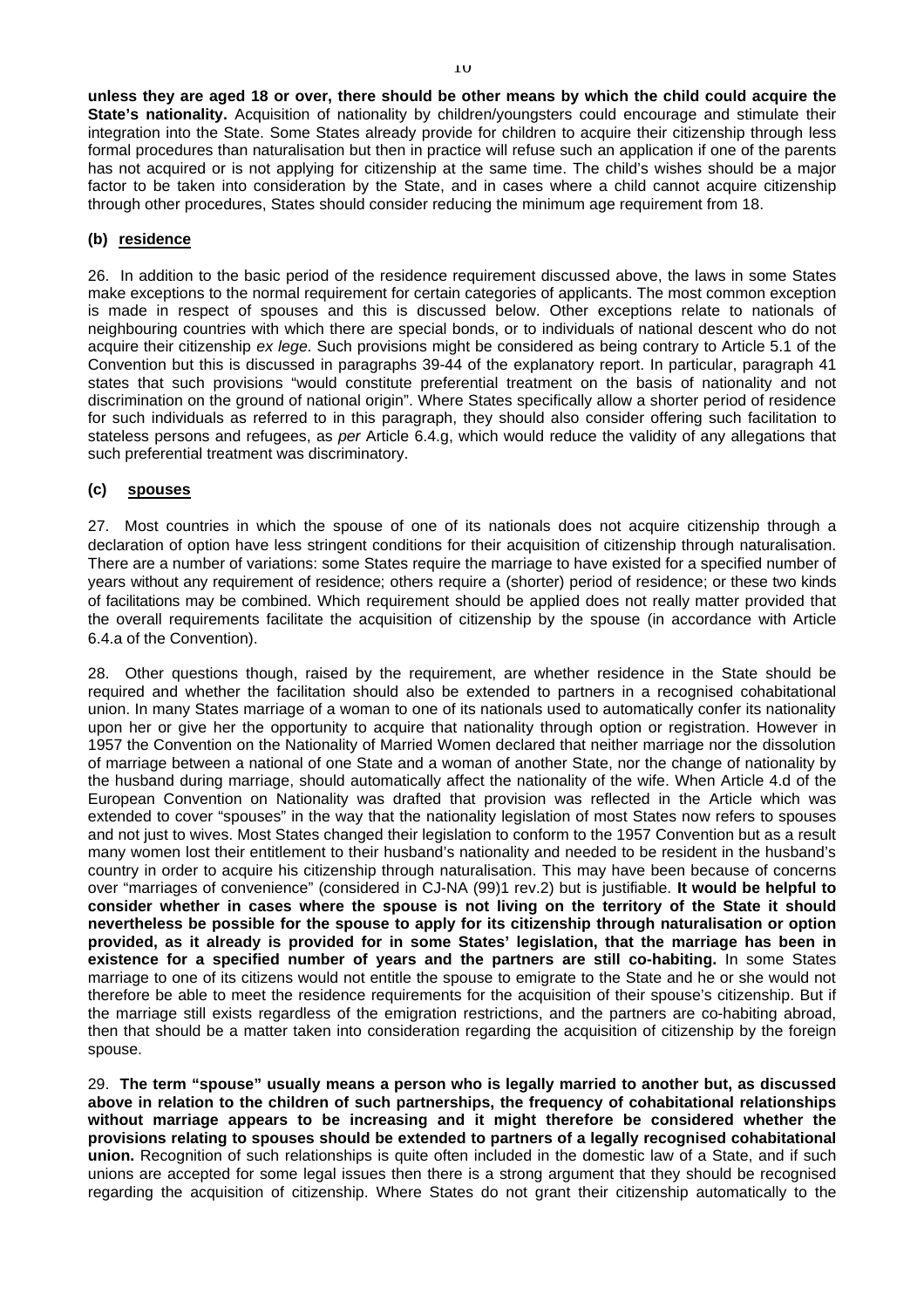**unless they are aged 18 or over, there should be other means by which the child could acquire the State's nationality.** Acquisition of nationality by children/youngsters could encourage and stimulate their integration into the State. Some States already provide for children to acquire their citizenship through less formal procedures than naturalisation but then in practice will refuse such an application if one of the parents has not acquired or is not applying for citizenship at the same time. The child's wishes should be a major factor to be taken into consideration by the State, and in cases where a child cannot acquire citizenship through other procedures, States should consider reducing the minimum age requirement from 18.

**(b) residence**

26. In addition to the basic period of the residence requirement discussed above, the laws in some States make exceptions to the normal requirement for certain categories of applicants. The most common exception is made in respect of spouses and this is discussed below. Other exceptions relate to nationals of neighbouring countries with which there are special bonds, or to individuals of national descent who do not acquire their citizenship *ex lege*. Such provisions might be considered as being contrary to Article 5.1 of the Convention but this is discussed in paragraphs 39-44 of the explanatory report. In particular, paragraph 41 states that such provisions "would constitute preferential treatment on the basis of nationality and not discrimination on the ground of national origin". Where States specifically allow a shorter period of residence for such individuals as referred to in this paragraph, they should also consider offering such facilitation to stateless persons and refugees, as *per* Article 6.4.g, which would reduce the validity of any allegations that such preferential treatment was discriminatory.

**(c) spouses**

27. Most countries in which the spouse of one of its nationals does not acquire citizenship through a declaration of option have less stringent conditions for their acquisition of citizenship through naturalisation. There are a number of variations: some States require the marriage to have existed for a specified number of years without any requirement of residence; others require a (shorter) period of residence; or these two kinds of facilitations may be combined. Which requirement should be applied does not really matter provided that the overall requirements facilitate the acquisition of citizenship by the spouse (in accordance with Article 6.4.a of the Convention).

28. Other questions though, raised by the requirement, are whether residence in the State should be required and whether the facilitation should also be extended to partners in a recognised cohabitational union. In many States marriage of a woman to one of its nationals used to automatically confer its nationality upon her or give her the opportunity to acquire that nationality through option or registration. However in 1957 the Convention on the Nationality of Married Women declared that neither marriage nor the dissolution of marriage between a national of one State and a woman of another State, nor the change of nationality by the husband during marriage, should automatically affect the nationality of the wife. When Article 4.d of the European Convention on Nationality was drafted that provision was reflected in the Article which was extended to cover "spouses" in the way that the nationality legislation of most States now refers to spouses and not just to wives. Most States changed their legislation to conform to the 1957 Convention but as a result many women lost their entitlement to their husband's nationality and needed to be resident in the husband's country in order to acquire his citizenship through naturalisation. This may have been because of concerns over "marriages of convenience" (considered in CJ-NA (99)1 rev.2) but is justifiable. **It would be helpful to consider whether in cases where the spouse is not living on the territory of the State it should nevertheless be possible for the spouse to apply for its citizenship through naturalisation or option provided, as it already is provided for in some States' legislation, that the marriage has been in existence for a specified number of years and the partners are still co-habiting.** In some States marriage to one of its citizens would not entitle the spouse to emigrate to the State and he or she would not therefore be able to meet the residence requirements for the acquisition of their spouse's citizenship. But if the marriage still exists regardless of the emigration restrictions, and the partners are co-habiting abroad, then that should be a matter taken into consideration regarding the acquisition of citizenship by the foreign spouse.

29. **The term "spouse" usually means a person who is legally married to another but, as discussed above in relation to the children of such partnerships, the frequency of cohabitational relationships without marriage appears to be increasing and it might therefore be considered whether the provisions relating to spouses should be extended to partners of a legally recognised cohabitational union.** Recognition of such relationships is quite often included in the domestic law of a State, and if such unions are accepted for some legal issues then there is a strong argument that they should be recognised regarding the acquisition of citizenship. Where States do not grant their citizenship automatically to the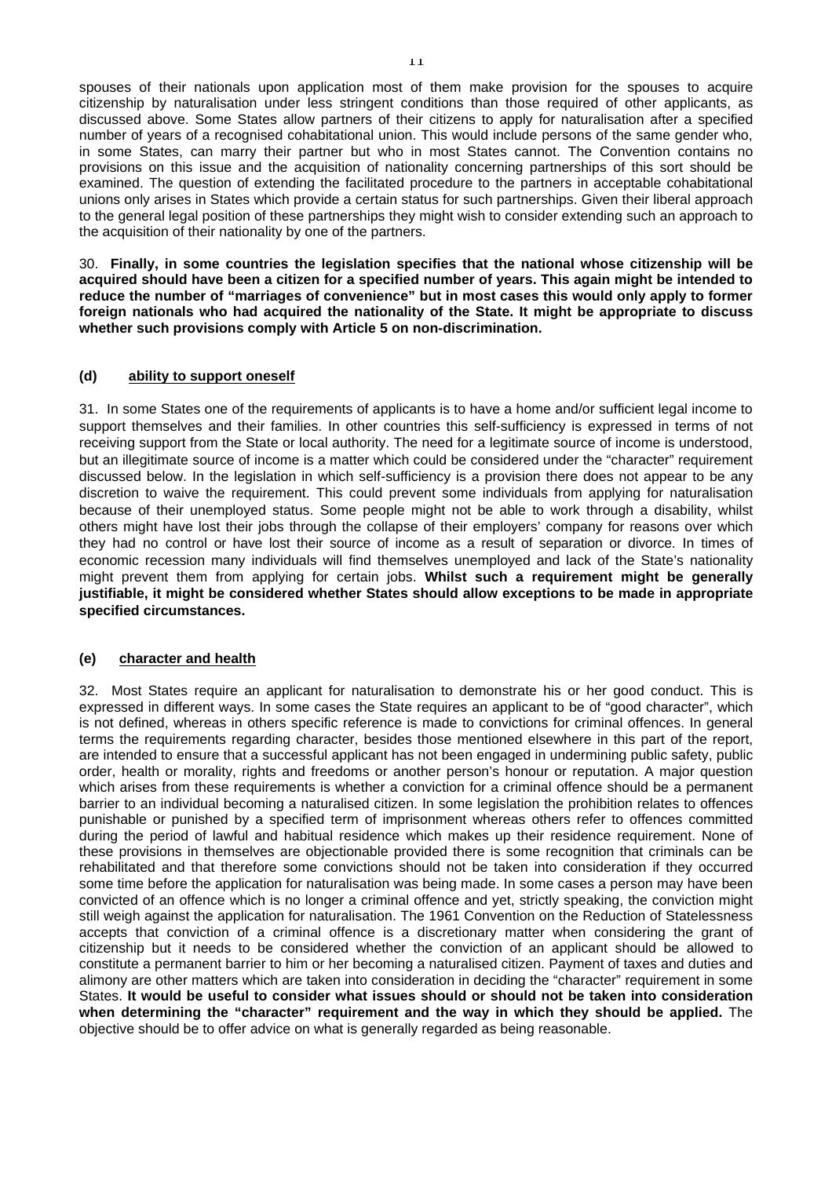spouses of their nationals upon application most of them make provision for the spouses to acquire citizenship by naturalisation under less stringent conditions than those required of other applicants, as discussed above. Some States allow partners of their citizens to apply for naturalisation after a specified number of years of a recognised cohabitational union. This would include persons of the same gender who, in some States, can marry their partner but who in most States cannot. The Convention contains no provisions on this issue and the acquisition of nationality concerning partnerships of this sort should be examined. The question of extending the facilitated procedure to the partners in acceptable cohabitational unions only arises in States which provide a certain status for such partnerships. Given their liberal approach to the general legal position of these partnerships they might wish to consider extending such an approach to the acquisition of their nationality by one of the partners.

30. **Finally, in some countries the legislation specifies that the national whose citizenship will be acquired should have been a citizen for a specified number of years. This again might be intended to reduce the number of "marriages of convenience" but in most cases this would only apply to former foreign nationals who had acquired the nationality of the State. It might be appropriate to discuss whether such provisions comply with Article 5 on non-discrimination.**

### (d) ability to support oneself

31. In some States one of the requirements of applicants is to have a home and/or sufficient legal income to support themselves and their families. In other countries this self-sufficiency is expressed in terms of not receiving support from the State or local authority. The need for a legitimate source of income is understood, but an illegitimate source of income is a matter which could be considered under the "character" requirement discussed below. In the legislation in which self-sufficiency is a provision there does not appear to be any discretion to waive the requirement. This could prevent some individuals from applying for naturalisation because of their unemployed status. Some people might not be able to work through a disability, whilst others might have lost their jobs through the collapse of their employers' company for reasons over which they had no control or have lost their source of income as a result of separation or divorce. In times of economic recession many individuals will find themselves unemployed and lack of the State's nationality might prevent them from applying for certain jobs. **Whilst such a requirement might be generally justifiable, it might be considered whether States should allow exceptions to be made in appropriate specified circumstances.**

### (e) character and health

32. Most States require an applicant for naturalisation to demonstrate his or her good conduct. This is expressed in different ways. In some cases the State requires an applicant to be of "good character", which is not defined, whereas in others specific reference is made to convictions for criminal offences. In general terms the requirements regarding character, besides those mentioned elsewhere in this part of the report, are intended to ensure that a successful applicant has not been engaged in undermining public safety, public order, health or morality, rights and freedoms or another person's honour or reputation. A major question which arises from these requirements is whether a conviction for a criminal offence should be a permanent barrier to an individual becoming a naturalised citizen. In some legislation the prohibition relates to offences punishable or punished by a specified term of imprisonment whereas others refer to offences committed during the period of lawful and habitual residence which makes up their residence requirement. None of these provisions in themselves are objectionable provided there is some recognition that criminals can be rehabilitated and that therefore some convictions should not be taken into consideration if they occurred some time before the application for naturalisation was being made. In some cases a person may have been convicted of an offence which is no longer a criminal offence and yet, strictly speaking, the conviction might still weigh against the application for naturalisation. The 1961 Convention on the Reduction of Statelessness accepts that conviction of a criminal offence is a discretionary matter when considering the grant of citizenship but it needs to be considered whether the conviction of an applicant should be allowed to constitute a permanent barrier to him or her becoming a naturalised citizen. Payment of taxes and duties and alimony are other matters which are taken into consideration in deciding the "character" requirement in some States. **It would be useful to consider what issues should or should not be taken into consideration when determining the "character" requirement and the way in which they should be applied.** The objective should be to offer advice on what is generally regarded as being reasonable.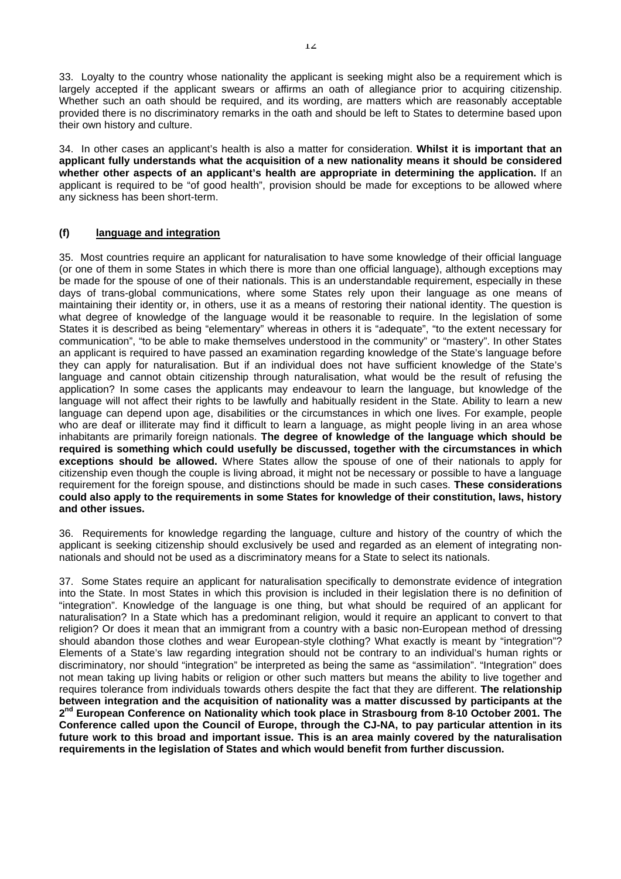33. Loyalty to the country whose nationality the applicant is seeking might also be a requirement which is largely accepted if the applicant swears or affirms an oath of allegiance prior to acquiring citizenship. Whether such an oath should be required, and its wording, are matters which are reasonably acceptable provided there is no discriminatory remarks in the oath and should be left to States to determine based upon their own history and culture.

34. In other cases an applicant's health is also a matter for consideration. **Whilst it is important that an applicant fully understands what the acquisition of a new nationality means it should be considered whether other aspects of an applicant's health are appropriate in determining the application.** If an applicant is required to be "of good health", provision should be made for exceptions to be allowed where any sickness has been short-term.

### (f) <u>language and integration</u>

35. Most countries require an applicant for naturalisation to have some knowledge of their official language (or one of them in some States in which there is more than one official language), although exceptions may be made for the spouse of one of their nationals. This is an understandable requirement, especially in these days of trans-global communications, where some States rely upon their language as one means of maintaining their identity or, in others, use it as a means of restoring their national identity. The question is what degree of knowledge of the language would it be reasonable to require. In the legislation of some States it is described as being "elementary" whereas in others it is "adequate", "to the extent necessary for communication", "to be able to make themselves understood in the community" or "mastery". In other States an applicant is required to have passed an examination regarding knowledge of the State's language before they can apply for naturalisation. But if an individual does not have sufficient knowledge of the State's language and cannot obtain citizenship through naturalisation, what would be the result of refusing the application? In some cases the applicants may endeavour to learn the language, but knowledge of the language will not affect their rights to be lawfully and habitually resident in the State. Ability to learn a new language can depend upon age, disabilities or the circumstances in which one lives. For example, people who are deaf or illiterate may find it difficult to learn a language, as might people living in an area whose inhabitants are primarily foreign nationals. **The degree of knowledge of the language which should be required is something which could usefully be discussed, together with the circumstances in which exceptions should be allowed.** Where States allow the spouse of one of their nationals to apply for citizenship even though the couple is living abroad, it might not be necessary or possible to have a language requirement for the foreign spouse, and distinctions should be made in such cases. **These considerations could also apply to the requirements in some States for knowledge of their constitution, laws, history and other issues.**

36. Requirements for knowledge regarding the language, culture and history of the country of which the applicant is seeking citizenship should exclusively be used and regarded as an element of integrating non-nationals and should not be used as a discriminatory means for a State to select its nationals.

37. Some States require an applicant for naturalisation specifically to demonstrate evidence of integration into the State. In most States in which this provision is included in their legislation there is no definition of "integration". Knowledge of the language is one thing, but what should be required of an applicant for naturalisation? In a State which has a predominant religion, would it require an applicant to convert to that religion? Or does it mean that an immigrant from a country with a basic non-European method of dressing should abandon those clothes and wear European-style clothing? What exactly is meant by "integration"? Elements of a State's law regarding integration should not be contrary to an individual's human rights or discriminatory, nor should "integration" be interpreted as being the same as "assimilation". "Integration" does not mean taking up living habits or religion or other such matters but means the ability to live together and requires tolerance from individuals towards others despite the fact that they are different. **The relationship between integration and the acquisition of nationality was a matter discussed by participants at the 2nd European Conference on Nationality which took place in Strasbourg from 8-10 October 2001. The Conference called upon the Council of Europe, through the CJ-NA, to pay particular attention in its future work to this broad and important issue. This is an area mainly covered by the naturalisation requirements in the legislation of States and which would benefit from further discussion.**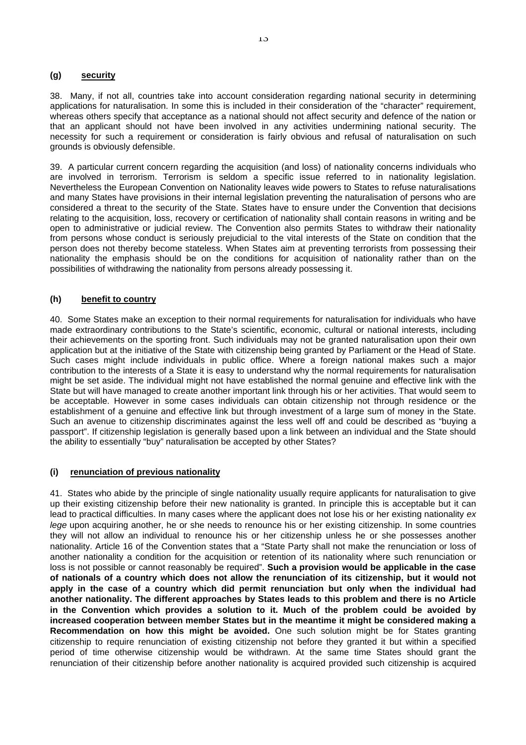### (g) <u>security</u>

38. Many, if not all, countries take into account consideration regarding national security in determining applications for naturalisation. In some this is included in their consideration of the "character" requirement, whereas others specify that acceptance as a national should not affect security and defence of the nation or that an applicant should not have been involved in any activities undermining national security. The necessity for such a requirement or consideration is fairly obvious and refusal of naturalisation on such grounds is obviously defensible.

39. A particular current concern regarding the acquisition (and loss) of nationality concerns individuals who are involved in terrorism. Terrorism is seldom a specific issue referred to in nationality legislation. Nevertheless the European Convention on Nationality leaves wide powers to States to refuse naturalisations and many States have provisions in their internal legislation preventing the naturalisation of persons who are considered a threat to the security of the State. States have to ensure under the Convention that decisions relating to the acquisition, loss, recovery or certification of nationality shall contain reasons in writing and be open to administrative or judicial review. The Convention also permits States to withdraw their nationality from persons whose conduct is seriously prejudicial to the vital interests of the State on condition that the person does not thereby become stateless. When States aim at preventing terrorists from possessing their nationality the emphasis should be on the conditions for acquisition of nationality rather than on the possibilities of withdrawing the nationality from persons already possessing it.

### (h) <u>benefit to country</u>

40. Some States make an exception to their normal requirements for naturalisation for individuals who have made extraordinary contributions to the State's scientific, economic, cultural or national interests, including their achievements on the sporting front. Such individuals may not be granted naturalisation upon their own application but at the initiative of the State with citizenship being granted by Parliament or the Head of State. Such cases might include individuals in public office. Where a foreign national makes such a major contribution to the interests of a State it is easy to understand why the normal requirements for naturalisation might be set aside. The individual might not have established the normal genuine and effective link with the State but will have managed to create another important link through his or her activities. That would seem to be acceptable. However in some cases individuals can obtain citizenship not through residence or the establishment of a genuine and effective link but through investment of a large sum of money in the State. Such an avenue to citizenship discriminates against the less well off and could be described as "buying a passport". If citizenship legislation is generally based upon a link between an individual and the State should the ability to essentially "buy" naturalisation be accepted by other States?

### (i) <u>renunciation of previous nationality</u>

41. States who abide by the principle of single nationality usually require applicants for naturalisation to give up their existing citizenship before their new nationality is granted. In principle this is acceptable but it can lead to practical difficulties. In many cases where the applicant does not lose his or her existing nationality *ex lege* upon acquiring another, he or she needs to renounce his or her existing citizenship. In some countries they will not allow an individual to renounce his or her citizenship unless he or she possesses another nationality. Article 16 of the Convention states that a "State Party shall not make the renunciation or loss of another nationality a condition for the acquisition or retention of its nationality where such renunciation or loss is not possible or cannot reasonably be required". **Such a provision would be applicable in the case of nationals of a country which does not allow the renunciation of its citizenship, but it would not apply in the case of a country which did permit renunciation but only when the individual had another nationality. The different approaches by States leads to this problem and there is no Article in the Convention which provides a solution to it. Much of the problem could be avoided by increased cooperation between member States but in the meantime it might be considered making a Recommendation on how this might be avoided.** One such solution might be for States granting citizenship to require renunciation of existing citizenship not before they granted it but within a specified period of time otherwise citizenship would be withdrawn. At the same time States should grant the renunciation of their citizenship before another nationality is acquired provided such citizenship is acquired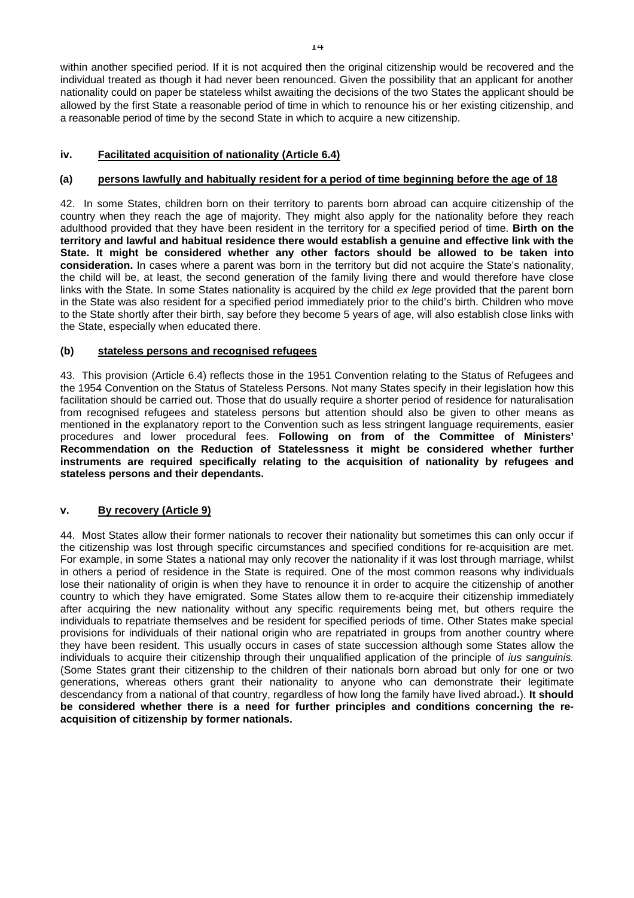within another specified period. If it is not acquired then the original citizenship would be recovered and the individual treated as though it had never been renounced. Given the possibility that an applicant for another nationality could on paper be stateless whilst awaiting the decisions of the two States the applicant should be allowed by the first State a reasonable period of time in which to renounce his or her existing citizenship, and a reasonable period of time by the second State in which to acquire a new citizenship.

### iv. Facilitated acquisition of nationality (Article 6.4)

#### (a) persons lawfully and habitually resident for a period of time beginning before the age of 18

42. In some States, children born on their territory to parents born abroad can acquire citizenship of the country when they reach the age of majority. They might also apply for the nationality before they reach adulthood provided that they have been resident in the territory for a specified period of time. **Birth on the territory and lawful and habitual residence there would establish a genuine and effective link with the State. It might be considered whether any other factors should be allowed to be taken into consideration.** In cases where a parent was born in the territory but did not acquire the State's nationality, the child will be, at least, the second generation of the family living there and would therefore have close links with the State. In some States nationality is acquired by the child *ex lege* provided that the parent born in the State was also resident for a specified period immediately prior to the child's birth. Children who move to the State shortly after their birth, say before they become 5 years of age, will also establish close links with the State, especially when educated there.

#### (b) stateless persons and recognised refugees

43. This provision (Article 6.4) reflects those in the 1951 Convention relating to the Status of Refugees and the 1954 Convention on the Status of Stateless Persons. Not many States specify in their legislation how this facilitation should be carried out. Those that do usually require a shorter period of residence for naturalisation from recognised refugees and stateless persons but attention should also be given to other means as mentioned in the explanatory report to the Convention such as less stringent language requirements, easier procedures and lower procedural fees. **Following on from of the Committee of Ministers' Recommendation on the Reduction of Statelessness it might be considered whether further instruments are required specifically relating to the acquisition of nationality by refugees and stateless persons and their dependants.**

### v. By recovery (Article 9)

44. Most States allow their former nationals to recover their nationality but sometimes this can only occur if the citizenship was lost through specific circumstances and specified conditions for re-acquisition are met. For example, in some States a national may only recover the nationality if it was lost through marriage, whilst in others a period of residence in the State is required. One of the most common reasons why individuals lose their nationality of origin is when they have to renounce it in order to acquire the citizenship of another country to which they have emigrated. Some States allow them to re-acquire their citizenship immediately after acquiring the new nationality without any specific requirements being met, but others require the individuals to repatriate themselves and be resident for specified periods of time. Other States make special provisions for individuals of their national origin who are repatriated in groups from another country where they have been resident. This usually occurs in cases of state succession although some States allow the individuals to acquire their citizenship through their unqualified application of the principle of *ius sanguinis.* (Some States grant their citizenship to the children of their nationals born abroad but only for one or two generations, whereas others grant their nationality to anyone who can demonstrate their legitimate descendancy from a national of that country, regardless of how long the family have lived abroad.). **It should be considered whether there is a need for further principles and conditions concerning the re-acquisition of citizenship by former nationals.**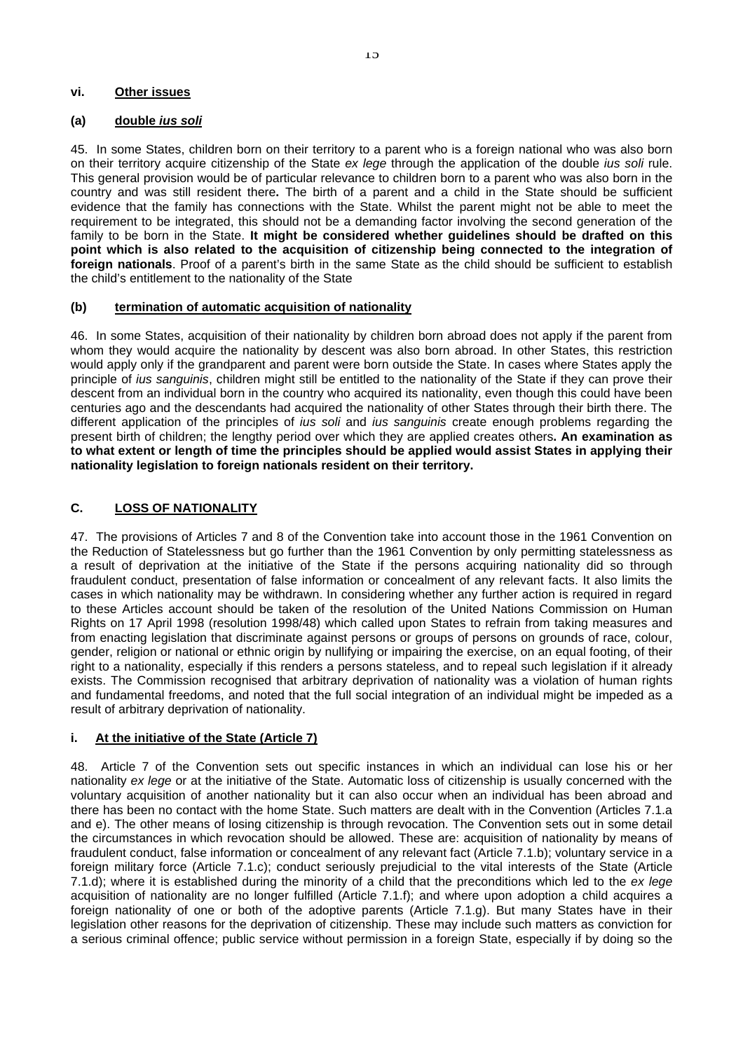#### vi. Other issues

#### (a) double *ius soli*

45. In some States, children born on their territory to a parent who is a foreign national who was also born on their territory acquire citizenship of the State *ex lege* through the application of the double *ius soli* rule. This general provision would be of particular relevance to children born to a parent who was also born in the country and was still resident there**.** The birth of a parent and a child in the State should be sufficient evidence that the family has connections with the State. Whilst the parent might not be able to meet the requirement to be integrated, this should not be a demanding factor involving the second generation of the family to be born in the State. **It might be considered whether guidelines should be drafted on this point which is also related to the acquisition of citizenship being connected to the integration of foreign nationals**. Proof of a parent's birth in the same State as the child should be sufficient to establish the child's entitlement to the nationality of the State

#### (b) termination of automatic acquisition of nationality

46. In some States, acquisition of their nationality by children born abroad does not apply if the parent from whom they would acquire the nationality by descent was also born abroad. In other States, this restriction would apply only if the grandparent and parent were born outside the State. In cases where States apply the principle of *ius sanguinis*, children might still be entitled to the nationality of the State if they can prove their descent from an individual born in the country who acquired its nationality, even though this could have been centuries ago and the descendants had acquired the nationality of other States through their birth there. The different application of the principles of *ius soli* and *ius sanguinis* create enough problems regarding the present birth of children; the lengthy period over which they are applied creates others**. An examination as to what extent or length of time the principles should be applied would assist States in applying their nationality legislation to foreign nationals resident on their territory.**

### C. LOSS OF NATIONALITY

47. The provisions of Articles 7 and 8 of the Convention take into account those in the 1961 Convention on the Reduction of Statelessness but go further than the 1961 Convention by only permitting statelessness as a result of deprivation at the initiative of the State if the persons acquiring nationality did so through fraudulent conduct, presentation of false information or concealment of any relevant facts. It also limits the cases in which nationality may be withdrawn. In considering whether any further action is required in regard to these Articles account should be taken of the resolution of the United Nations Commission on Human Rights on 17 April 1998 (resolution 1998/48) which called upon States to refrain from taking measures and from enacting legislation that discriminate against persons or groups of persons on grounds of race, colour, gender, religion or national or ethnic origin by nullifying or impairing the exercise, on an equal footing, of their right to a nationality, especially if this renders a persons stateless, and to repeal such legislation if it already exists. The Commission recognised that arbitrary deprivation of nationality was a violation of human rights and fundamental freedoms, and noted that the full social integration of an individual might be impeded as a result of arbitrary deprivation of nationality.

#### i. At the initiative of the State (Article 7)

48. Article 7 of the Convention sets out specific instances in which an individual can lose his or her nationality *ex lege* or at the initiative of the State. Automatic loss of citizenship is usually concerned with the voluntary acquisition of another nationality but it can also occur when an individual has been abroad and there has been no contact with the home State. Such matters are dealt with in the Convention (Articles 7.1.a and e). The other means of losing citizenship is through revocation. The Convention sets out in some detail the circumstances in which revocation should be allowed. These are: acquisition of nationality by means of fraudulent conduct, false information or concealment of any relevant fact (Article 7.1.b); voluntary service in a foreign military force (Article 7.1.c); conduct seriously prejudicial to the vital interests of the State (Article 7.1.d); where it is established during the minority of a child that the preconditions which led to the *ex lege* acquisition of nationality are no longer fulfilled (Article 7.1.f); and where upon adoption a child acquires a foreign nationality of one or both of the adoptive parents (Article 7.1.g). But many States have in their legislation other reasons for the deprivation of citizenship. These may include such matters as conviction for a serious criminal offence; public service without permission in a foreign State, especially if by doing so the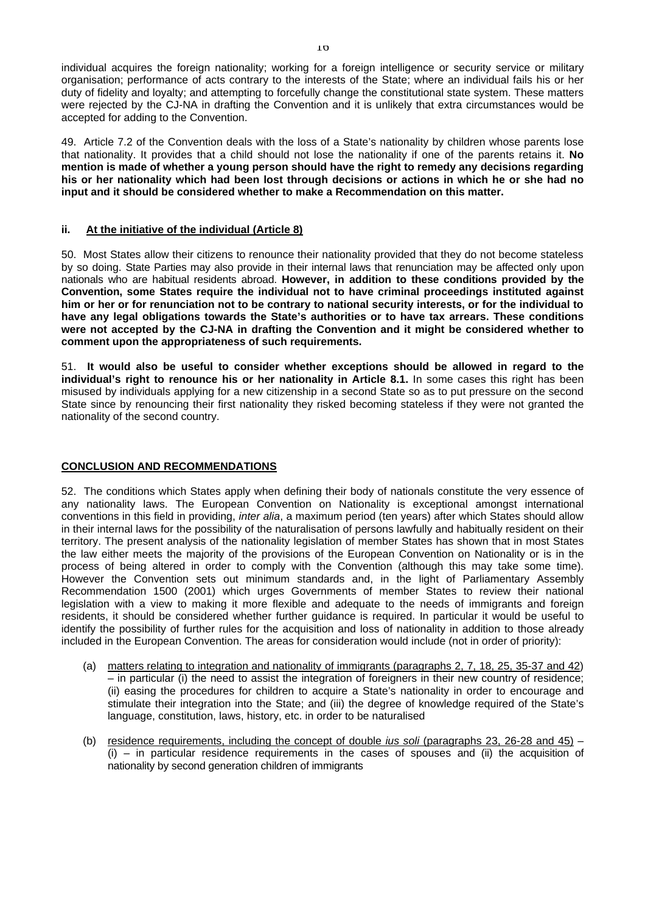individual acquires the foreign nationality; working for a foreign intelligence or security service or military organisation; performance of acts contrary to the interests of the State; where an individual fails his or her duty of fidelity and loyalty; and attempting to forcefully change the constitutional state system. These matters were rejected by the CJ-NA in drafting the Convention and it is unlikely that extra circumstances would be accepted for adding to the Convention.

49. Article 7.2 of the Convention deals with the loss of a State's nationality by children whose parents lose that nationality. It provides that a child should not lose the nationality if one of the parents retains it. **No mention is made of whether a young person should have the right to remedy any decisions regarding his or her nationality which had been lost through decisions or actions in which he or she had no input and it should be considered whether to make a Recommendation on this matter.**

### ii. At the initiative of the individual (Article 8)

50. Most States allow their citizens to renounce their nationality provided that they do not become stateless by so doing. State Parties may also provide in their internal laws that renunciation may be affected only upon nationals who are habitual residents abroad. **However, in addition to these conditions provided by the Convention, some States require the individual not to have criminal proceedings instituted against him or her or for renunciation not to be contrary to national security interests, or for the individual to have any legal obligations towards the State's authorities or to have tax arrears. These conditions were not accepted by the CJ-NA in drafting the Convention and it might be considered whether to comment upon the appropriateness of such requirements.**

51. **It would also be useful to consider whether exceptions should be allowed in regard to the individual's right to renounce his or her nationality in Article 8.1.** In some cases this right has been misused by individuals applying for a new citizenship in a second State so as to put pressure on the second State since by renouncing their first nationality they risked becoming stateless if they were not granted the nationality of the second country.

## CONCLUSION AND RECOMMENDATIONS

52. The conditions which States apply when defining their body of nationals constitute the very essence of any nationality laws. The European Convention on Nationality is exceptional amongst international conventions in this field in providing, *inter alia*, a maximum period (ten years) after which States should allow in their internal laws for the possibility of the naturalisation of persons lawfully and habitually resident on their territory. The present analysis of the nationality legislation of member States has shown that in most States the law either meets the majority of the provisions of the European Convention on Nationality or is in the process of being altered in order to comply with the Convention (although this may take some time). However the Convention sets out minimum standards and, in the light of Parliamentary Assembly Recommendation 1500 (2001) which urges Governments of member States to review their national legislation with a view to making it more flexible and adequate to the needs of immigrants and foreign residents, it should be considered whether further guidance is required. In particular it would be useful to identify the possibility of further rules for the acquisition and loss of nationality in addition to those already included in the European Convention. The areas for consideration would include (not in order of priority):

(a) matters relating to integration and nationality of immigrants (paragraphs 2, 7, 18, 25, 35-37 and 42) – in particular (i) the need to assist the integration of foreigners in their new country of residence; (ii) easing the procedures for children to acquire a State's nationality in order to encourage and stimulate their integration into the State; and (iii) the degree of knowledge required of the State's language, constitution, laws, history, etc. in order to be naturalised

(b) residence requirements, including the concept of double *ius soli* (paragraphs 23, 26-28 and 45) – (i) – in particular residence requirements in the cases of spouses and (ii) the acquisition of nationality by second generation children of immigrants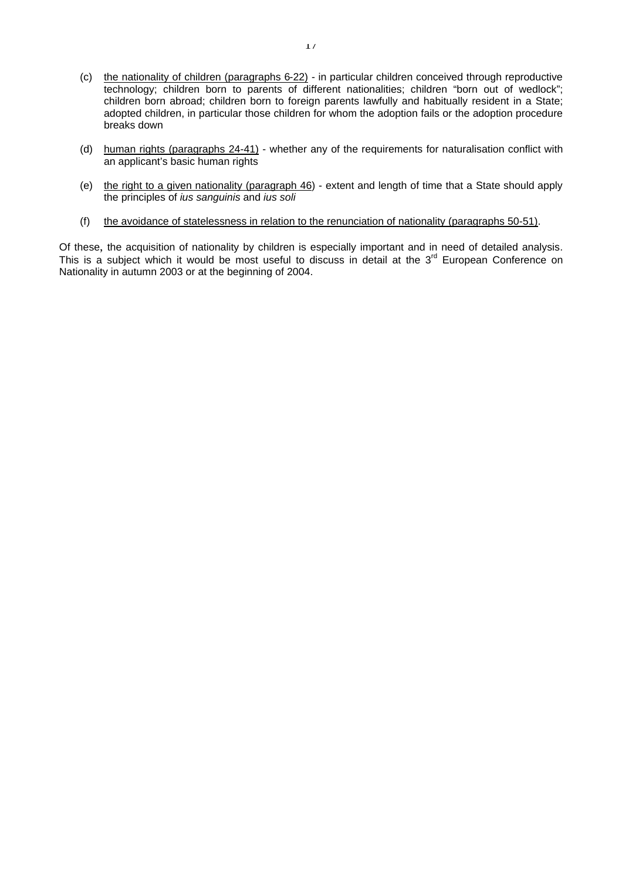(c) the nationality of children (paragraphs 6-22) - in particular children conceived through reproductive technology; children born to parents of different nationalities; children "born out of wedlock"; children born abroad; children born to foreign parents lawfully and habitually resident in a State; adopted children, in particular those children for whom the adoption fails or the adoption procedure breaks down

(d) human rights (paragraphs 24-41) - whether any of the requirements for naturalisation conflict with an applicant's basic human rights

(e) the right to a given nationality (paragraph 46) - extent and length of time that a State should apply the principles of *ius sanguinis* and *ius soli*

(f) the avoidance of statelessness in relation to the renunciation of nationality (paragraphs 50-51).

Of these, the acquisition of nationality by children is especially important and in need of detailed analysis. This is a subject which it would be most useful to discuss in detail at the 3rd European Conference on Nationality in autumn 2003 or at the beginning of 2004.